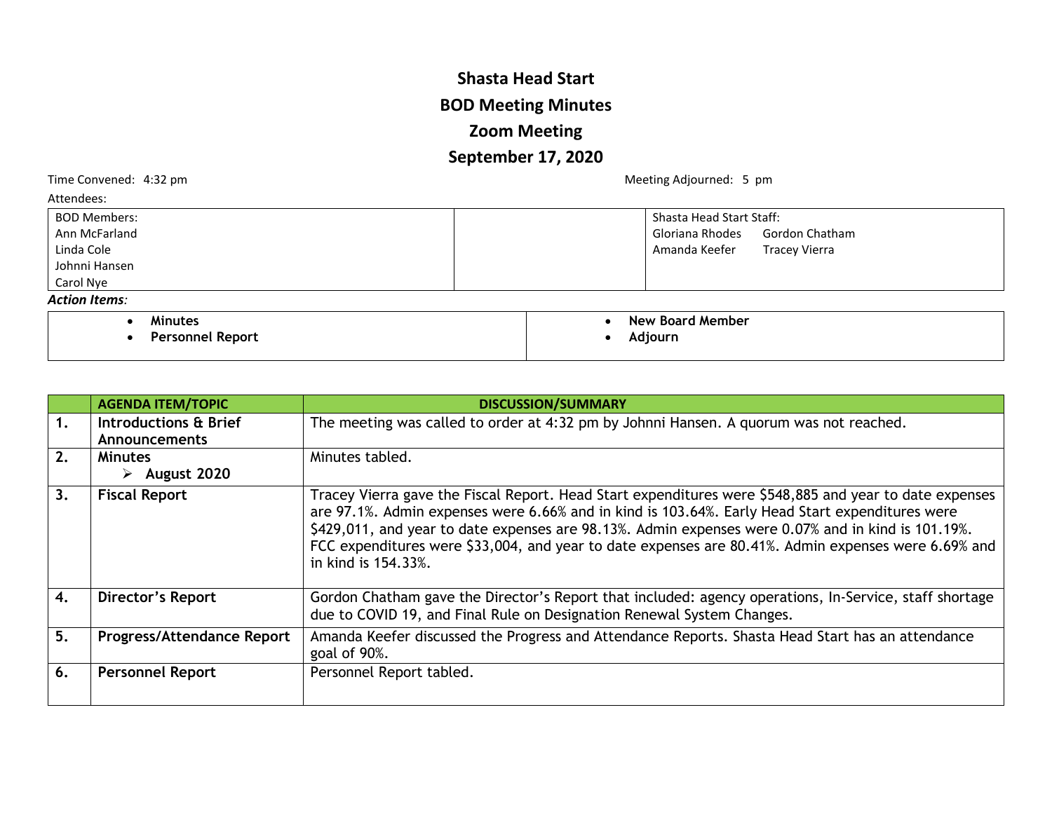# Shasta Head Start

## BOD Meeting Minutes

## Zoom Meeting

## September 17, 2020

Time Convened: 4:32 pm

Meeting Adjourned: 5 pm

Attendees:

| BOD Members: | | Shasta Head Start Staff: |
|---|---|---|
| Ann McFarland<br>Linda Cole<br>Johnni Hansen<br>Carol Nye | | Gloriana Rhodes Gordon Chatham<br>Amanda Keefer Tracey Vierra |

***Action Items:***

| | |
|---|---|
| • **Minutes**<br>• **Personnel Report** | • **New Board Member**<br>• **Adjourn** |

| | AGENDA ITEM/TOPIC | DISCUSSION/SUMMARY |
|---|---|---|
| **1.** | **Introductions & Brief Announcements** | The meeting was called to order at 4:32 pm by Johnni Hansen. A quorum was not reached. |
| **2.** | **Minutes**<br>➢ **August 2020** | Minutes tabled. |
| **3.** | **Fiscal Report** | Tracey Vierra gave the Fiscal Report. Head Start expenditures were $548,885 and year to date expenses are 97.1%. Admin expenses were 6.66% and in kind is 103.64%. Early Head Start expenditures were $429,011, and year to date expenses are 98.13%. Admin expenses were 0.07% and in kind is 101.19%. FCC expenditures were $33,004, and year to date expenses are 80.41%. Admin expenses were 6.69% and in kind is 154.33%. |
| **4.** | **Director's Report** | Gordon Chatham gave the Director's Report that included: agency operations, In-Service, staff shortage due to COVID 19, and Final Rule on Designation Renewal System Changes. |
| **5.** | **Progress/Attendance Report** | Amanda Keefer discussed the Progress and Attendance Reports. Shasta Head Start has an attendance goal of 90%. |
| **6.** | **Personnel Report** | Personnel Report tabled. |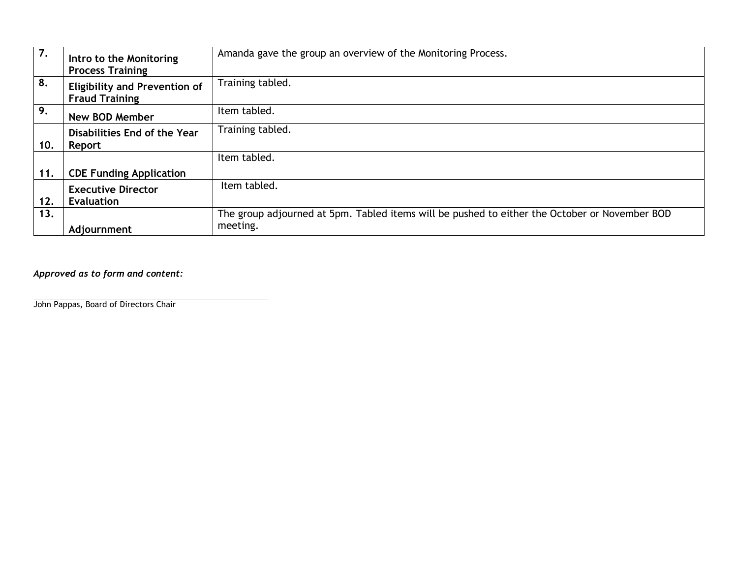| | | |
|---|---|---|
| 7. | **Intro to the Monitoring Process Training** | Amanda gave the group an overview of the Monitoring Process. |
| 8. | **Eligibility and Prevention of Fraud Training** | Training tabled. |
| 9. | **New BOD Member** | Item tabled. |
| 10. | **Disabilities End of the Year Report** | Training tabled. |
| 11. | **CDE Funding Application** | Item tabled. |
| 12. | **Executive Director Evaluation** | Item tabled. |
| 13. | **Adjournment** | The group adjourned at 5pm. Tabled items will be pushed to either the October or November BOD meeting. |

***Approved as to form and content:***

_______________________________________________

John Pappas, Board of Directors Chair